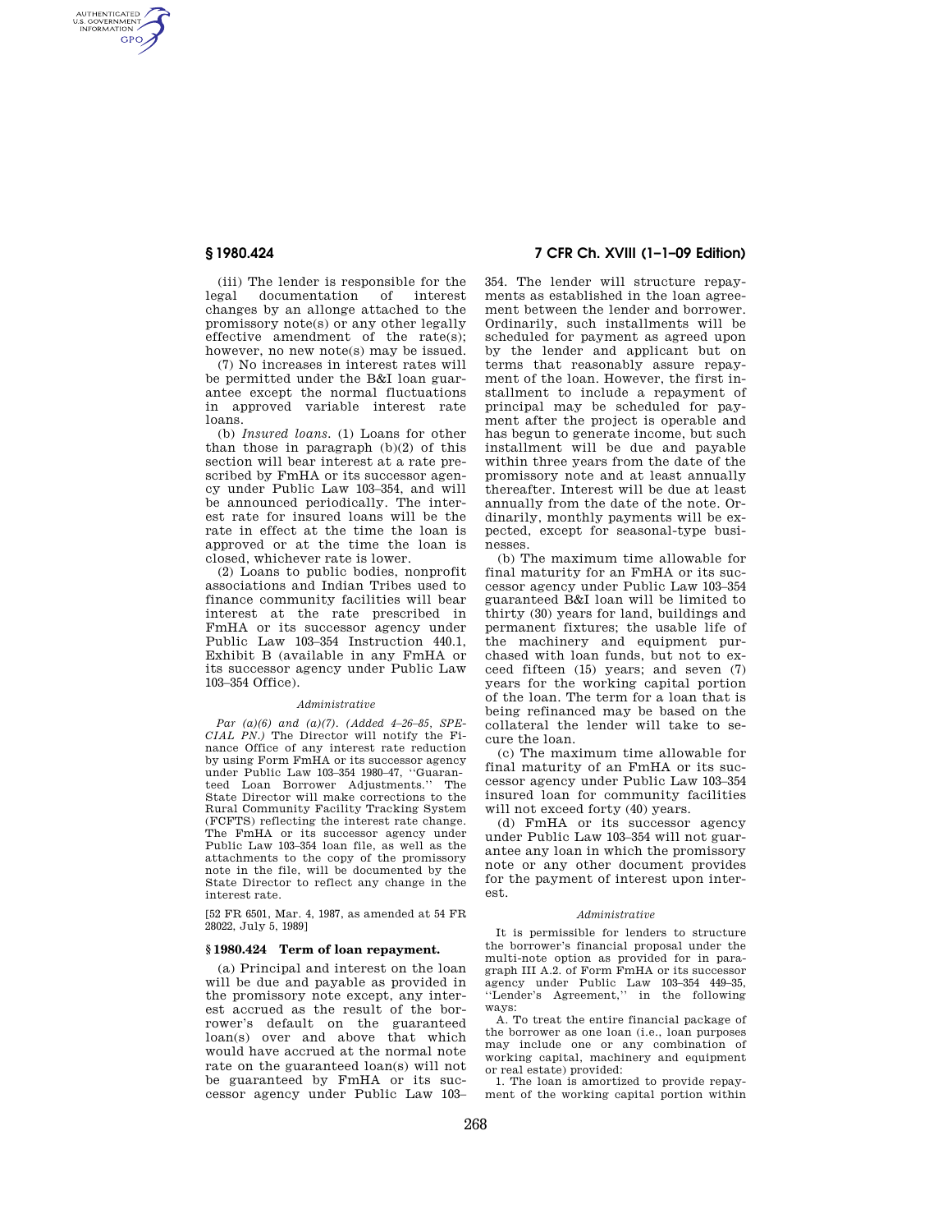(iii) The lender is responsible for the legal documentation of interest changes by an allonge attached to the promissory note(s) or any other legally effective amendment of the rate(s); however, no new note(s) may be issued.

(7) No increases in interest rates will be permitted under the B&I loan guarantee except the normal fluctuations in approved variable interest rate loans.

(b) *Insured loans.* (1) Loans for other than those in paragraph (b)(2) of this section will bear interest at a rate prescribed by FmHA or its successor agency under Public Law 103–354, and will be announced periodically. The interest rate for insured loans will be the rate in effect at the time the loan is approved or at the time the loan is closed, whichever rate is lower.

(2) Loans to public bodies, nonprofit associations and Indian Tribes used to finance community facilities will bear interest at the rate prescribed in FmHA or its successor agency under Public Law 103–354 Instruction 440.1, Exhibit B (available in any FmHA or its successor agency under Public Law 103–354 Office).

*Administrative*

*Par (a)(6) and (a)(7). (Added 4–26–85, SPECIAL PN.)* The Director will notify the Finance Office of any interest rate reduction by using Form FmHA or its successor agency under Public Law 103–354 1980–47, "Guaranteed Loan Borrower Adjustments." The State Director will make corrections to the Rural Community Facility Tracking System (FCFTS) reflecting the interest rate change. The FmHA or its successor agency under Public Law 103–354 loan file, as well as the attachments to the copy of the promissory note in the file, will be documented by the State Director to reflect any change in the interest rate.

[52 FR 6501, Mar. 4, 1987, as amended at 54 FR 28022, July 5, 1989]

## § 1980.424 Term of loan repayment.

(a) Principal and interest on the loan will be due and payable as provided in the promissory note except, any interest accrued as the result of the borrower's default on the guaranteed loan(s) over and above that which would have accrued at the normal note rate on the guaranteed loan(s) will not be guaranteed by FmHA or its successor agency under Public Law 103–354. The lender will structure repayments as established in the loan agreement between the lender and borrower. Ordinarily, such installments will be scheduled for payment as agreed upon by the lender and applicant but on terms that reasonably assure repayment of the loan. However, the first installment to include a repayment of principal may be scheduled for payment after the project is operable and has begun to generate income, but such installment will be due and payable within three years from the date of the promissory note and at least annually thereafter. Interest will be due at least annually from the date of the note. Ordinarily, monthly payments will be expected, except for seasonal-type businesses.

(b) The maximum time allowable for final maturity for an FmHA or its successor agency under Public Law 103–354 guaranteed B&I loan will be limited to thirty (30) years for land, buildings and permanent fixtures; the usable life of the machinery and equipment purchased with loan funds, but not to exceed fifteen (15) years; and seven (7) years for the working capital portion of the loan. The term for a loan that is being refinanced may be based on the collateral the lender will take to secure the loan.

(c) The maximum time allowable for final maturity of an FmHA or its successor agency under Public Law 103–354 insured loan for community facilities will not exceed forty (40) years.

(d) FmHA or its successor agency under Public Law 103–354 will not guarantee any loan in which the promissory note or any other document provides for the payment of interest upon interest.

*Administrative*

It is permissible for lenders to structure the borrower's financial proposal under the multi-note option as provided for in paragraph III A.2. of Form FmHA or its successor agency under Public Law 103–354 449–35, "Lender's Agreement," in the following ways:

A. To treat the entire financial package of the borrower as one loan (i.e., loan purposes may include one or any combination of working capital, machinery and equipment or real estate) provided:

1. The loan is amortized to provide repayment of the working capital portion within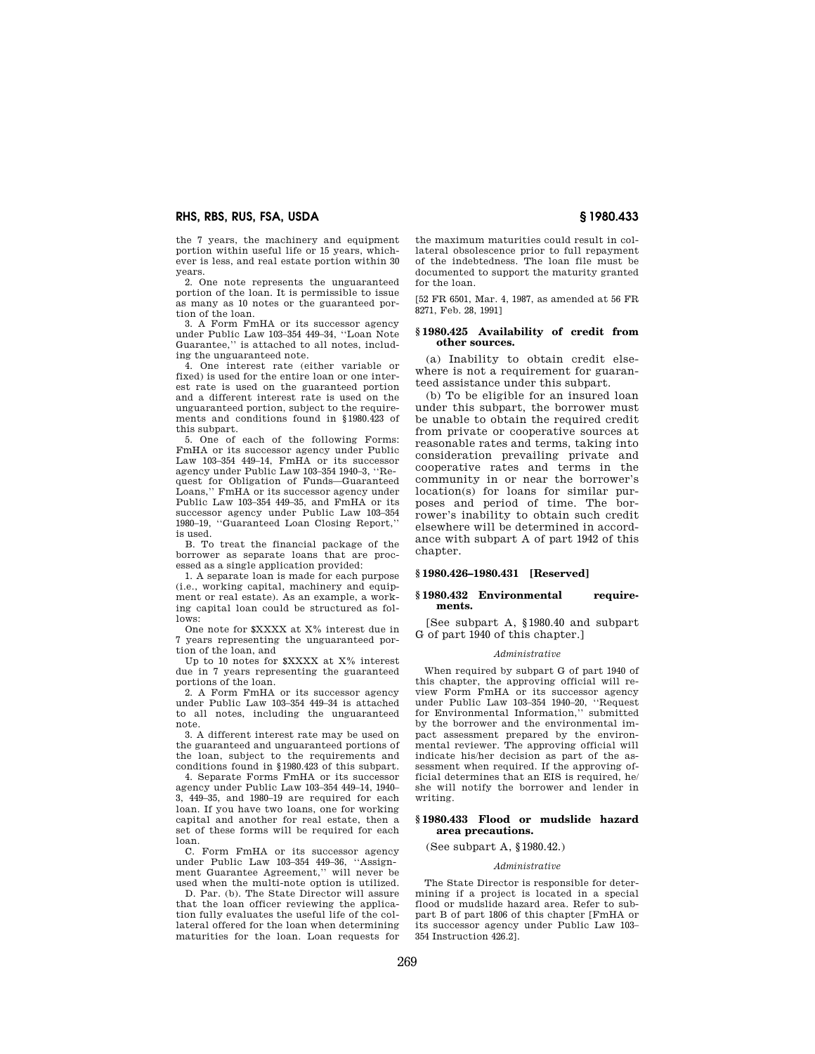the 7 years, the machinery and equipment portion within useful life or 15 years, whichever is less, and real estate portion within 30 years.

2. One note represents the unguaranteed portion of the loan. It is permissible to issue as many as 10 notes or the guaranteed portion of the loan.

3. A Form FmHA or its successor agency under Public Law 103–354 449–34, "Loan Note Guarantee," is attached to all notes, including the unguaranteed note.

4. One interest rate (either variable or fixed) is used for the entire loan or one interest rate is used on the guaranteed portion and a different interest rate is used on the unguaranteed portion, subject to the requirements and conditions found in §1980.423 of this subpart.

5. One of each of the following Forms: FmHA or its successor agency under Public Law 103–354 449–14, FmHA or its successor agency under Public Law 103–354 1940–3, "Request for Obligation of Funds—Guaranteed Loans," FmHA or its successor agency under Public Law 103–354 449–35, and FmHA or its successor agency under Public Law 103–354 1980–19, "Guaranteed Loan Closing Report," is used.

B. To treat the financial package of the borrower as separate loans that are processed as a single application provided:

1. A separate loan is made for each purpose (i.e., working capital, machinery and equipment or real estate). As an example, a working capital loan could be structured as follows:

One note for $XXXX at X% interest due in 7 years representing the unguaranteed portion of the loan, and

Up to 10 notes for $XXXX at X% interest due in 7 years representing the guaranteed portions of the loan.

2. A Form FmHA or its successor agency under Public Law 103–354 449–34 is attached to all notes, including the unguaranteed note.

3. A different interest rate may be used on the guaranteed and unguaranteed portions of the loan, subject to the requirements and conditions found in §1980.423 of this subpart.

4. Separate Forms FmHA or its successor agency under Public Law 103–354 449–14, 1940–3, 449–35, and 1980–19 are required for each loan. If you have two loans, one for working capital and another for real estate, then a set of these forms will be required for each loan.

C. Form FmHA or its successor agency under Public Law 103–354 449–36, "Assignment Guarantee Agreement," will never be used when the multi-note option is utilized.

D. Par. (b). The State Director will assure that the loan officer reviewing the application fully evaluates the useful life of the collateral offered for the loan when determining maturities for the loan. Loan requests for the maximum maturities could result in collateral obsolescence prior to full repayment of the indebtedness. The loan file must be documented to support the maturity granted for the loan.

[52 FR 6501, Mar. 4, 1987, as amended at 56 FR 8271, Feb. 28, 1991]

## § 1980.425 Availability of credit from other sources.

(a) Inability to obtain credit elsewhere is not a requirement for guaranteed assistance under this subpart.

(b) To be eligible for an insured loan under this subpart, the borrower must be unable to obtain the required credit from private or cooperative sources at reasonable rates and terms, taking into consideration prevailing private and cooperative rates and terms in the community in or near the borrower's location(s) for loans for similar purposes and period of time. The borrower's inability to obtain such credit elsewhere will be determined in accordance with subpart A of part 1942 of this chapter.

## § 1980.426–1980.431 [Reserved]

## § 1980.432 Environmental requirements.

[See subpart A, §1980.40 and subpart G of part 1940 of this chapter.]

*Administrative*

When required by subpart G of part 1940 of this chapter, the approving official will review Form FmHA or its successor agency under Public Law 103–354 1940–20, "Request for Environmental Information," submitted by the borrower and the environmental impact assessment prepared by the environmental reviewer. The approving official will indicate his/her decision as part of the assessment when required. If the approving official determines that an EIS is required, he/she will notify the borrower and lender in writing.

## § 1980.433 Flood or mudslide hazard area precautions.

(See subpart A, §1980.42.)

*Administrative*

The State Director is responsible for determining if a project is located in a special flood or mudslide hazard area. Refer to subpart B of part 1806 of this chapter [FmHA or its successor agency under Public Law 103–354 Instruction 426.2].